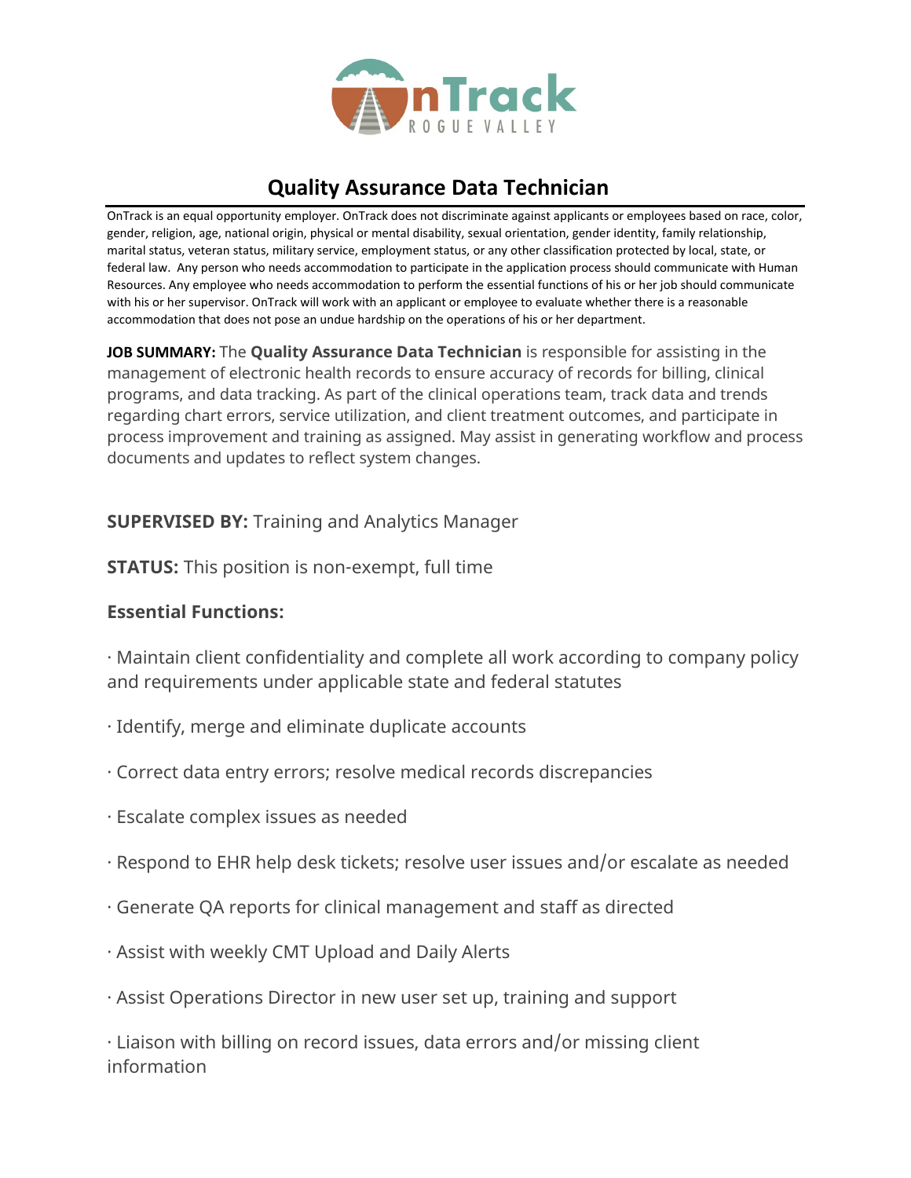# Quality Assurance Data Technician

OnTrack is an equal opportunity employer. OnTrack does not discriminate against applicants or employees based on race, color, gender, religion, age, national origin, physical or mental disability, sexual orientation, gender identity, family relationship, marital status, veteran status, military service, employment status, or any other classification protected by local, state, or federal law. Any person who needs accommodation to participate in the application process should communicate with Human Resources. Any employee who needs accommodation to perform the essential functions of his or her job should communicate with his or her supervisor. OnTrack will work with an applicant or employee to evaluate whether there is a reasonable accommodation that does not pose an undue hardship on the operations of his or her department.

**JOB SUMMARY:** The **Quality Assurance Data Technician** is responsible for assisting in the management of electronic health records to ensure accuracy of records for billing, clinical programs, and data tracking. As part of the clinical operations team, track data and trends regarding chart errors, service utilization, and client treatment outcomes, and participate in process improvement and training as assigned. May assist in generating workflow and process documents and updates to reflect system changes.

**SUPERVISED BY:** Training and Analytics Manager

**STATUS:** This position is non-exempt, full time

**Essential Functions:**

· Maintain client confidentiality and complete all work according to company policy and requirements under applicable state and federal statutes

· Identify, merge and eliminate duplicate accounts

· Correct data entry errors; resolve medical records discrepancies

· Escalate complex issues as needed

· Respond to EHR help desk tickets; resolve user issues and/or escalate as needed

· Generate QA reports for clinical management and staff as directed

· Assist with weekly CMT Upload and Daily Alerts

· Assist Operations Director in new user set up, training and support

· Liaison with billing on record issues, data errors and/or missing client information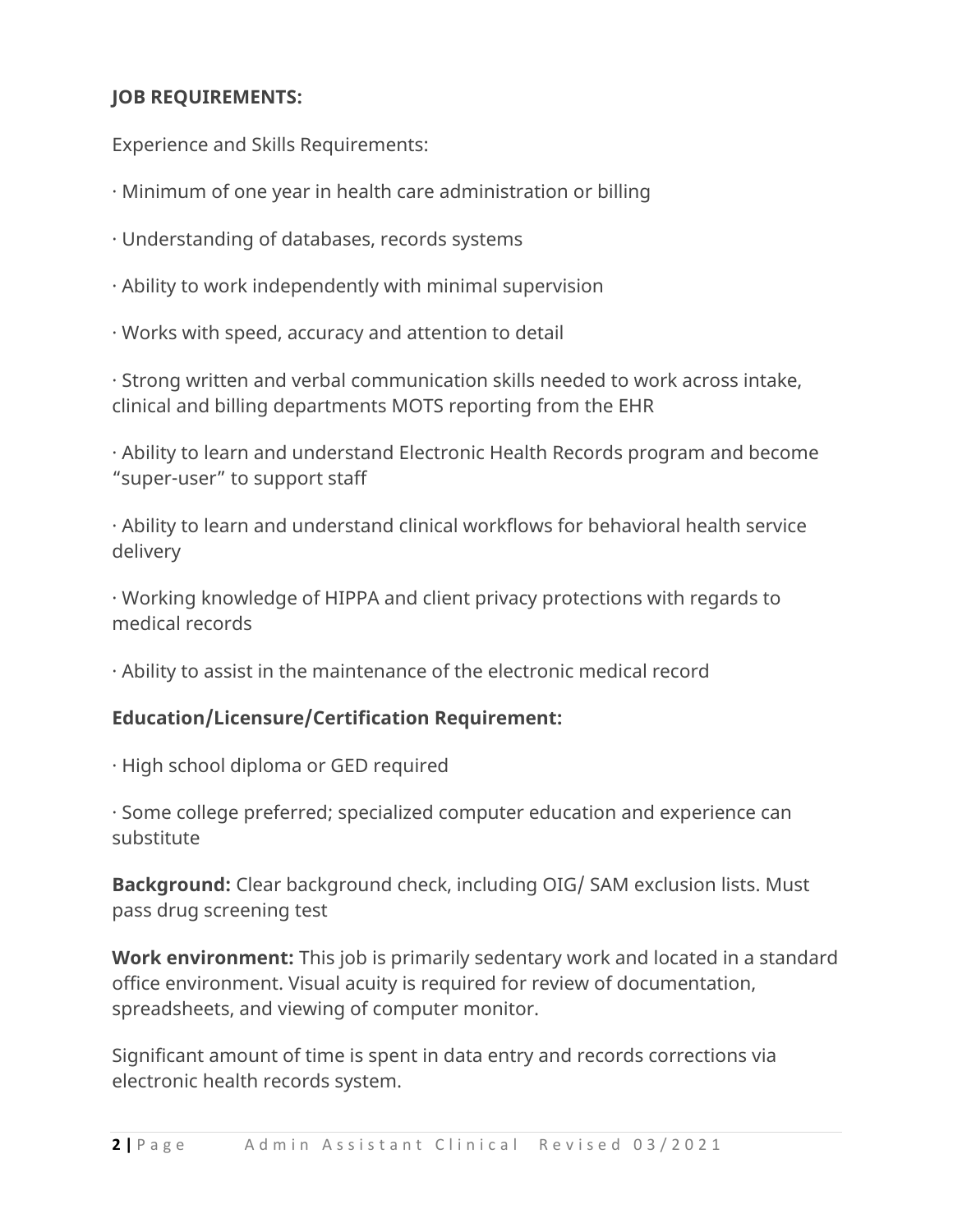**JOB REQUIREMENTS:**

Experience and Skills Requirements:

· Minimum of one year in health care administration or billing

· Understanding of databases, records systems

· Ability to work independently with minimal supervision

· Works with speed, accuracy and attention to detail

· Strong written and verbal communication skills needed to work across intake, clinical and billing departments MOTS reporting from the EHR

· Ability to learn and understand Electronic Health Records program and become "super-user" to support staff

· Ability to learn and understand clinical workflows for behavioral health service delivery

· Working knowledge of HIPPA and client privacy protections with regards to medical records

· Ability to assist in the maintenance of the electronic medical record

**Education/Licensure/Certification Requirement:**

· High school diploma or GED required

· Some college preferred; specialized computer education and experience can substitute

**Background:** Clear background check, including OIG/ SAM exclusion lists. Must pass drug screening test

**Work environment:** This job is primarily sedentary work and located in a standard office environment. Visual acuity is required for review of documentation, spreadsheets, and viewing of computer monitor.

Significant amount of time is spent in data entry and records corrections via electronic health records system.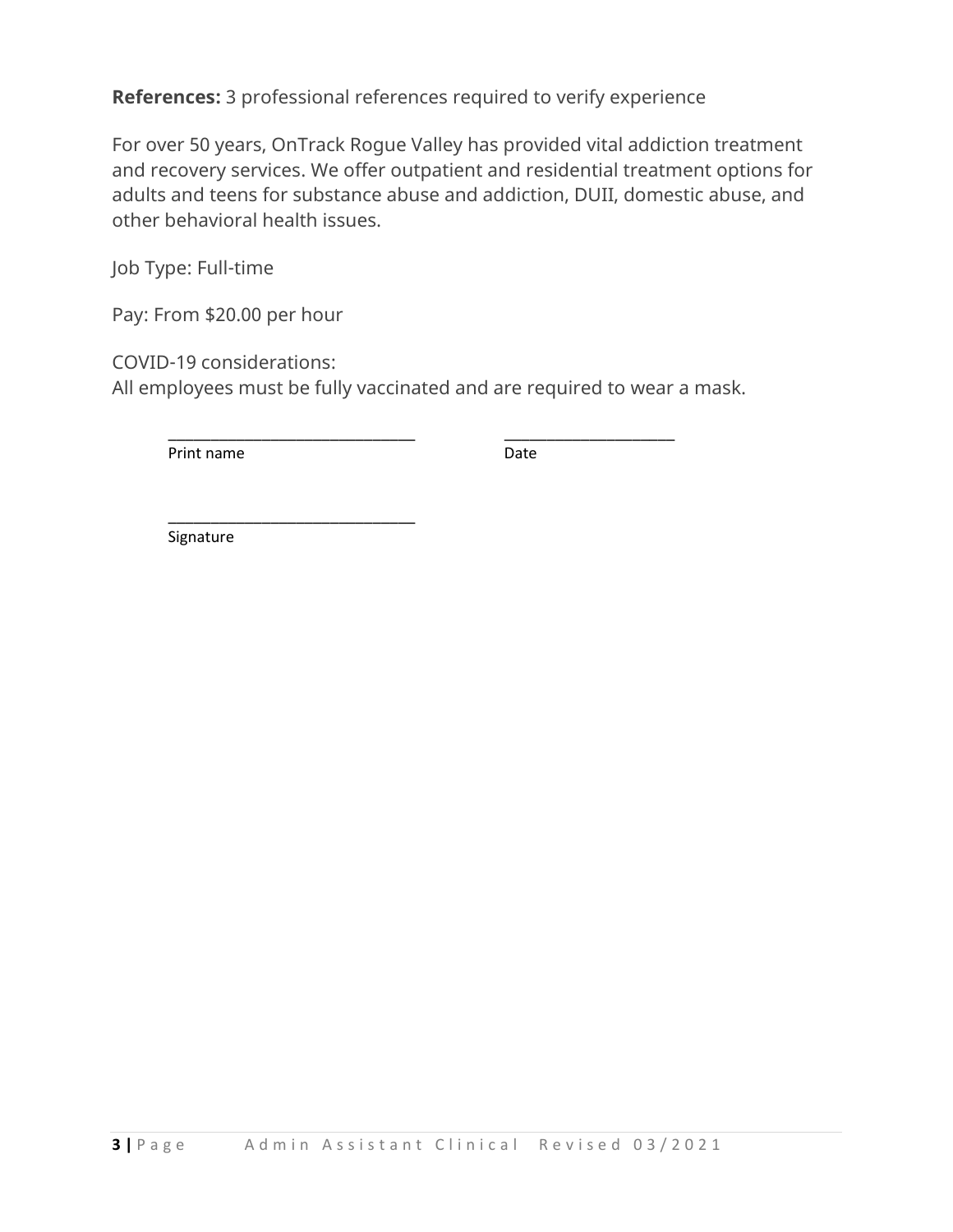**References:** 3 professional references required to verify experience

For over 50 years, OnTrack Rogue Valley has provided vital addiction treatment and recovery services. We offer outpatient and residential treatment options for adults and teens for substance abuse and addiction, DUII, domestic abuse, and other behavioral health issues.

Job Type: Full-time

Pay: From $20.00 per hour

COVID-19 considerations:
All employees must be fully vaccinated and are required to wear a mask.

_______________________________ _____________________
Print name Date

_______________________________
Signature